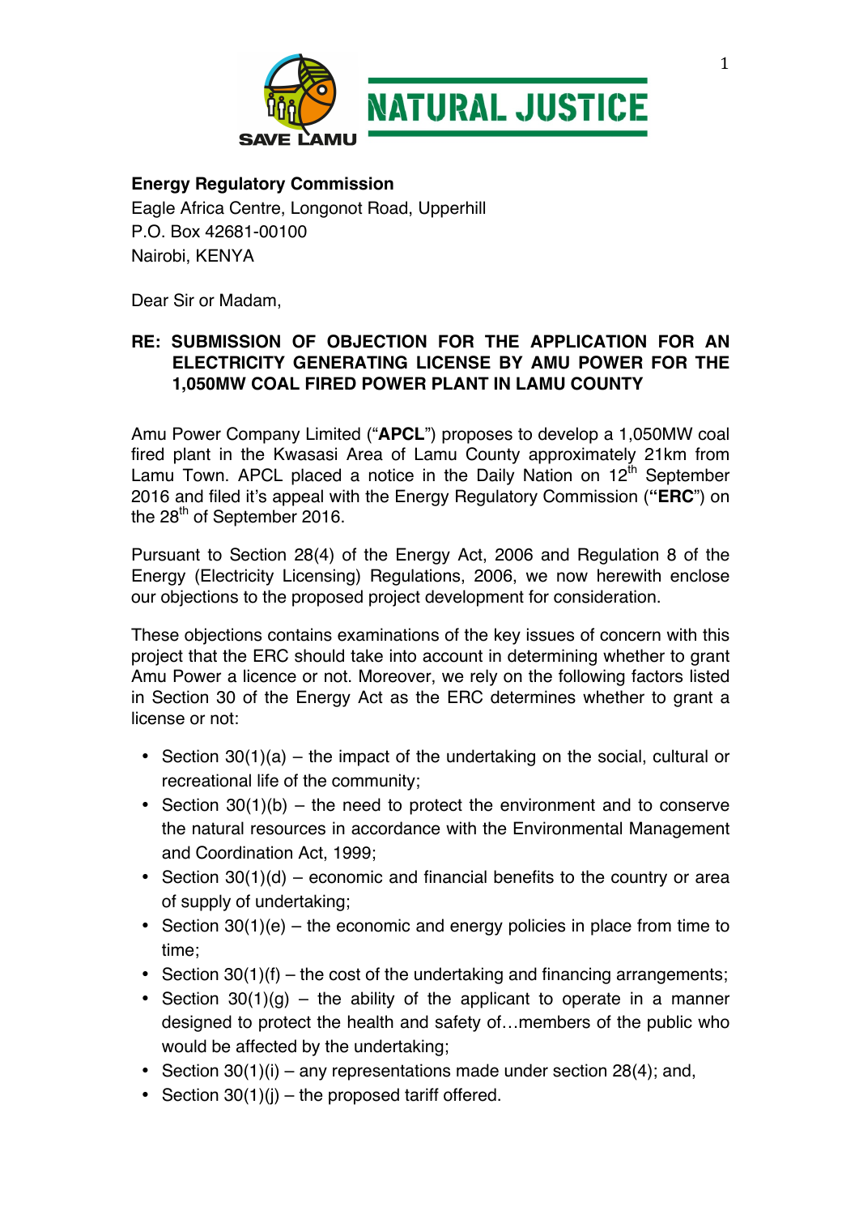**Energy Regulatory Commission**
Eagle Africa Centre, Longonot Road, Upperhill
P.O. Box 42681-00100
Nairobi, KENYA

Dear Sir or Madam,

**RE: SUBMISSION OF OBJECTION FOR THE APPLICATION FOR AN ELECTRICITY GENERATING LICENSE BY AMU POWER FOR THE 1,050MW COAL FIRED POWER PLANT IN LAMU COUNTY**

Amu Power Company Limited ("**APCL**") proposes to develop a 1,050MW coal fired plant in the Kwasasi Area of Lamu County approximately 21km from Lamu Town. APCL placed a notice in the Daily Nation on 12th September 2016 and filed it's appeal with the Energy Regulatory Commission (**"ERC"**) on the 28th of September 2016.

Pursuant to Section 28(4) of the Energy Act, 2006 and Regulation 8 of the Energy (Electricity Licensing) Regulations, 2006, we now herewith enclose our objections to the proposed project development for consideration.

These objections contains examinations of the key issues of concern with this project that the ERC should take into account in determining whether to grant Amu Power a licence or not. Moreover, we rely on the following factors listed in Section 30 of the Energy Act as the ERC determines whether to grant a license or not:

- Section 30(1)(a) – the impact of the undertaking on the social, cultural or recreational life of the community;
- Section 30(1)(b) – the need to protect the environment and to conserve the natural resources in accordance with the Environmental Management and Coordination Act, 1999;
- Section 30(1)(d) – economic and financial benefits to the country or area of supply of undertaking;
- Section 30(1)(e) – the economic and energy policies in place from time to time;
- Section 30(1)(f) – the cost of the undertaking and financing arrangements;
- Section 30(1)(g) – the ability of the applicant to operate in a manner designed to protect the health and safety of…members of the public who would be affected by the undertaking;
- Section 30(1)(i) – any representations made under section 28(4); and,
- Section 30(1)(j) – the proposed tariff offered.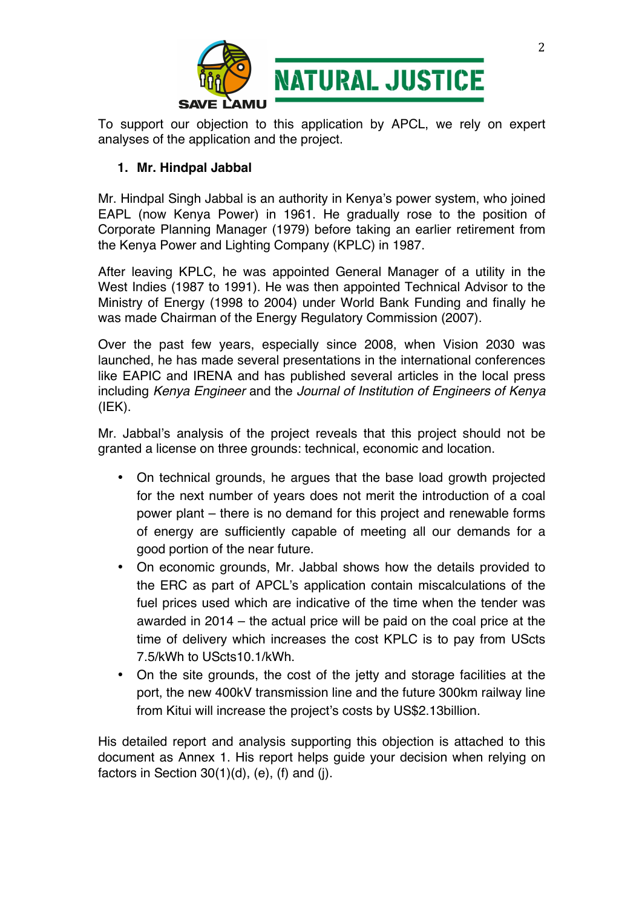To support our objection to this application by APCL, we rely on expert analyses of the application and the project.

**1. Mr. Hindpal Jabbal**

Mr. Hindpal Singh Jabbal is an authority in Kenya's power system, who joined EAPL (now Kenya Power) in 1961. He gradually rose to the position of Corporate Planning Manager (1979) before taking an earlier retirement from the Kenya Power and Lighting Company (KPLC) in 1987.

After leaving KPLC, he was appointed General Manager of a utility in the West Indies (1987 to 1991). He was then appointed Technical Advisor to the Ministry of Energy (1998 to 2004) under World Bank Funding and finally he was made Chairman of the Energy Regulatory Commission (2007).

Over the past few years, especially since 2008, when Vision 2030 was launched, he has made several presentations in the international conferences like EAPIC and IRENA and has published several articles in the local press including *Kenya Engineer* and the *Journal of Institution of Engineers of Kenya* (IEK).

Mr. Jabbal's analysis of the project reveals that this project should not be granted a license on three grounds: technical, economic and location.

- On technical grounds, he argues that the base load growth projected for the next number of years does not merit the introduction of a coal power plant – there is no demand for this project and renewable forms of energy are sufficiently capable of meeting all our demands for a good portion of the near future.
- On economic grounds, Mr. Jabbal shows how the details provided to the ERC as part of APCL's application contain miscalculations of the fuel prices used which are indicative of the time when the tender was awarded in 2014 – the actual price will be paid on the coal price at the time of delivery which increases the cost KPLC is to pay from UScts 7.5/kWh to UScts10.1/kWh.
- On the site grounds, the cost of the jetty and storage facilities at the port, the new 400kV transmission line and the future 300km railway line from Kitui will increase the project's costs by US$2.13billion.

His detailed report and analysis supporting this objection is attached to this document as Annex 1. His report helps guide your decision when relying on factors in Section 30(1)(d), (e), (f) and (j).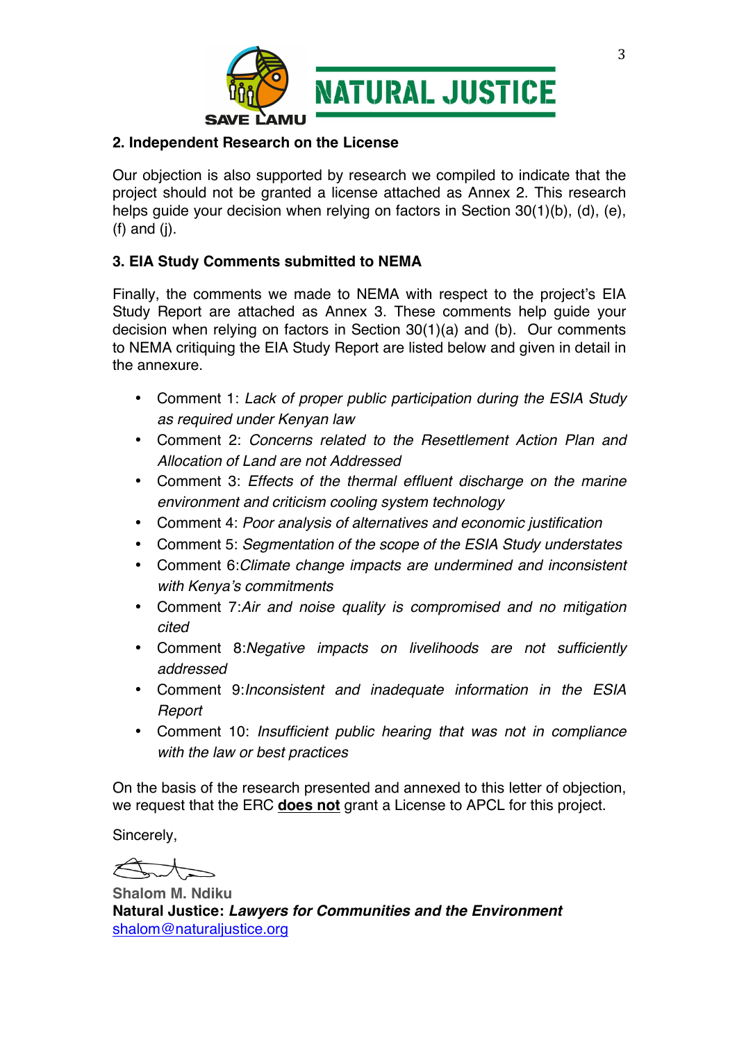### 2. Independent Research on the License

Our objection is also supported by research we compiled to indicate that the project should not be granted a license attached as Annex 2. This research helps guide your decision when relying on factors in Section 30(1)(b), (d), (e), (f) and (j).

### 3. EIA Study Comments submitted to NEMA

Finally, the comments we made to NEMA with respect to the project's EIA Study Report are attached as Annex 3. These comments help guide your decision when relying on factors in Section 30(1)(a) and (b). Our comments to NEMA critiquing the EIA Study Report are listed below and given in detail in the annexure.

- Comment 1: *Lack of proper public participation during the ESIA Study as required under Kenyan law*
- Comment 2: *Concerns related to the Resettlement Action Plan and Allocation of Land are not Addressed*
- Comment 3: *Effects of the thermal effluent discharge on the marine environment and criticism cooling system technology*
- Comment 4: *Poor analysis of alternatives and economic justification*
- Comment 5: *Segmentation of the scope of the ESIA Study understates*
- Comment 6:*Climate change impacts are undermined and inconsistent with Kenya's commitments*
- Comment 7:*Air and noise quality is compromised and no mitigation cited*
- Comment 8:*Negative impacts on livelihoods are not sufficiently addressed*
- Comment 9:*Inconsistent and inadequate information in the ESIA Report*
- Comment 10: *Insufficient public hearing that was not in compliance with the law or best practices*

On the basis of the research presented and annexed to this letter of objection, we request that the ERC **does not** grant a License to APCL for this project.

Sincerely,

**Shalom M. Ndiku**
**Natural Justice:** ***Lawyers for Communities and the Environment***
shalom@naturaljustice.org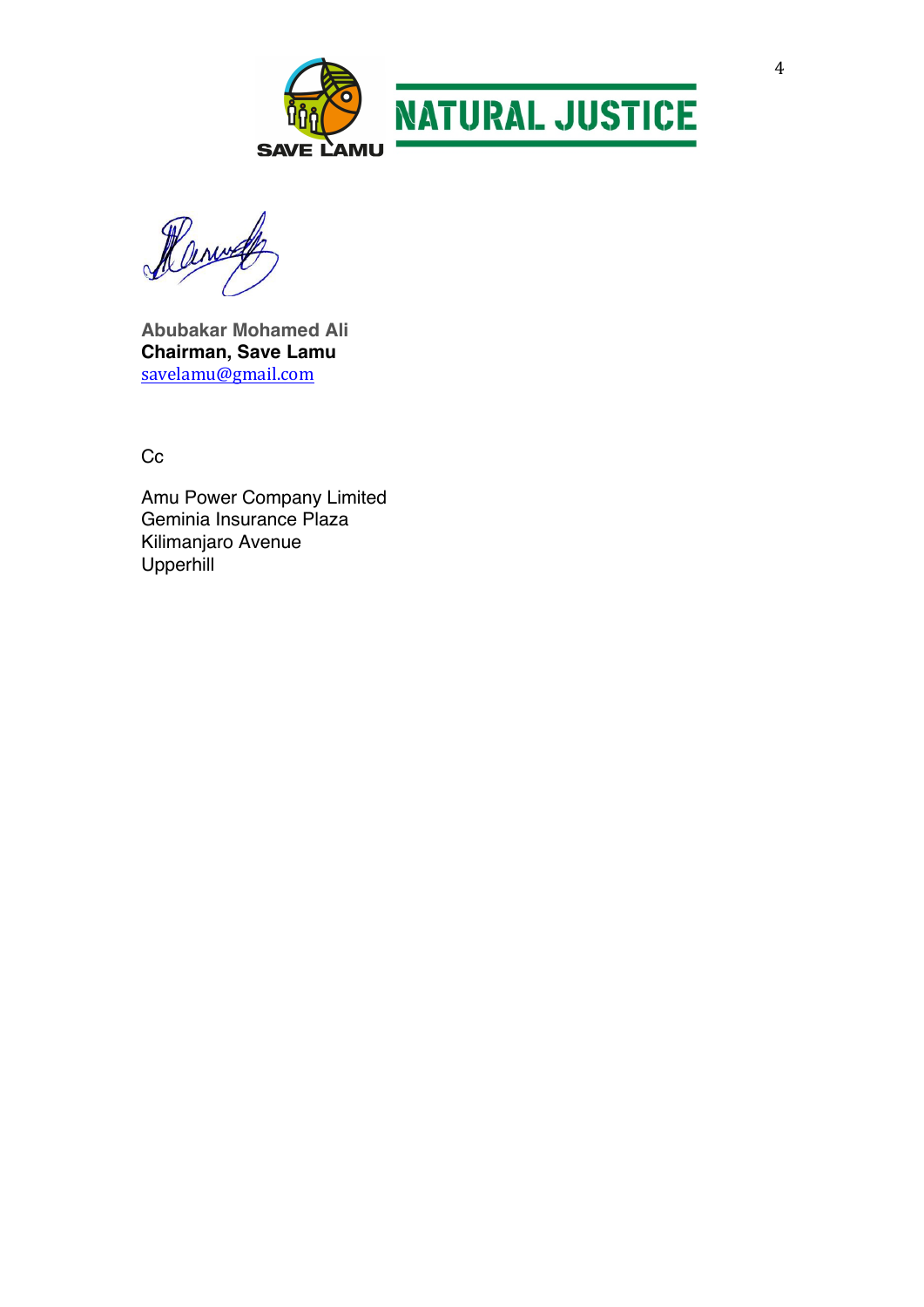SAVE LAMU

NATURAL JUSTICE

**Abubakar Mohamed Ali**
**Chairman, Save Lamu**
savelamu@gmail.com

Cc

Amu Power Company Limited
Geminia Insurance Plaza
Kilimanjaro Avenue
Upperhill